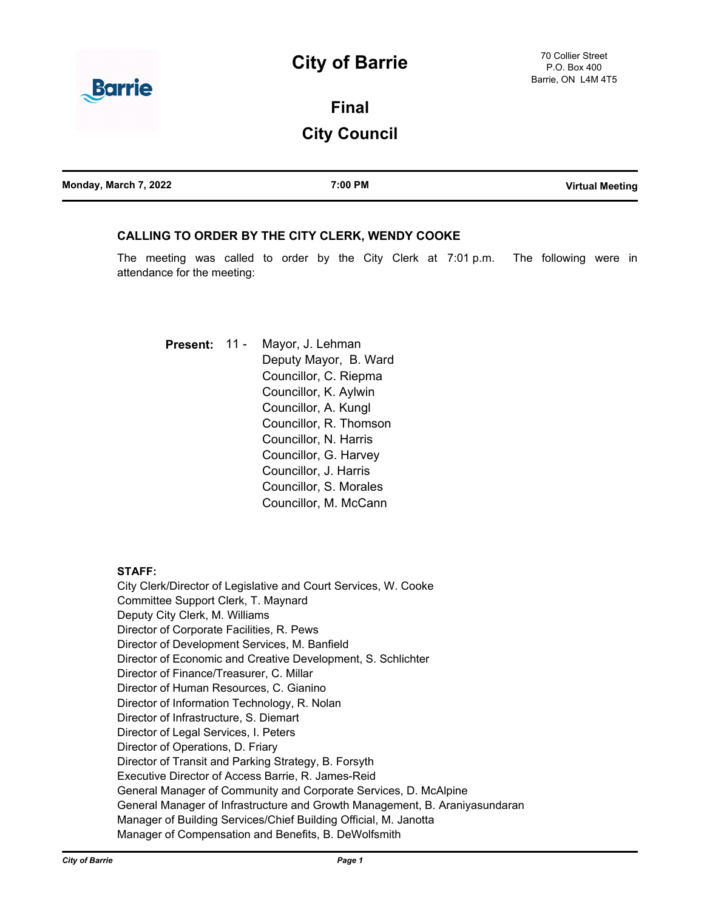# City of Barrie

70 Collier Street
P.O. Box 400
Barrie, ON L4M 4T5

## Final

## City Council

| Monday, March 7, 2022 | 7:00 PM | Virtual Meeting |
|---|---|---|

### CALLING TO ORDER BY THE CITY CLERK, WENDY COOKE

The meeting was called to order by the City Clerk at 7:01 p.m. The following were in attendance for the meeting:

**Present:** 11 -
Mayor, J. Lehman
Deputy Mayor, B. Ward
Councillor, C. Riepma
Councillor, K. Aylwin
Councillor, A. Kungl
Councillor, R. Thomson
Councillor, N. Harris
Councillor, G. Harvey
Councillor, J. Harris
Councillor, S. Morales
Councillor, M. McCann

**STAFF:**

City Clerk/Director of Legislative and Court Services, W. Cooke
Committee Support Clerk, T. Maynard
Deputy City Clerk, M. Williams
Director of Corporate Facilities, R. Pews
Director of Development Services, M. Banfield
Director of Economic and Creative Development, S. Schlichter
Director of Finance/Treasurer, C. Millar
Director of Human Resources, C. Gianino
Director of Information Technology, R. Nolan
Director of Infrastructure, S. Diemart
Director of Legal Services, I. Peters
Director of Operations, D. Friary
Director of Transit and Parking Strategy, B. Forsyth
Executive Director of Access Barrie, R. James-Reid
General Manager of Community and Corporate Services, D. McAlpine
General Manager of Infrastructure and Growth Management, B. Araniyasundaran
Manager of Building Services/Chief Building Official, M. Janotta
Manager of Compensation and Benefits, B. DeWolfsmith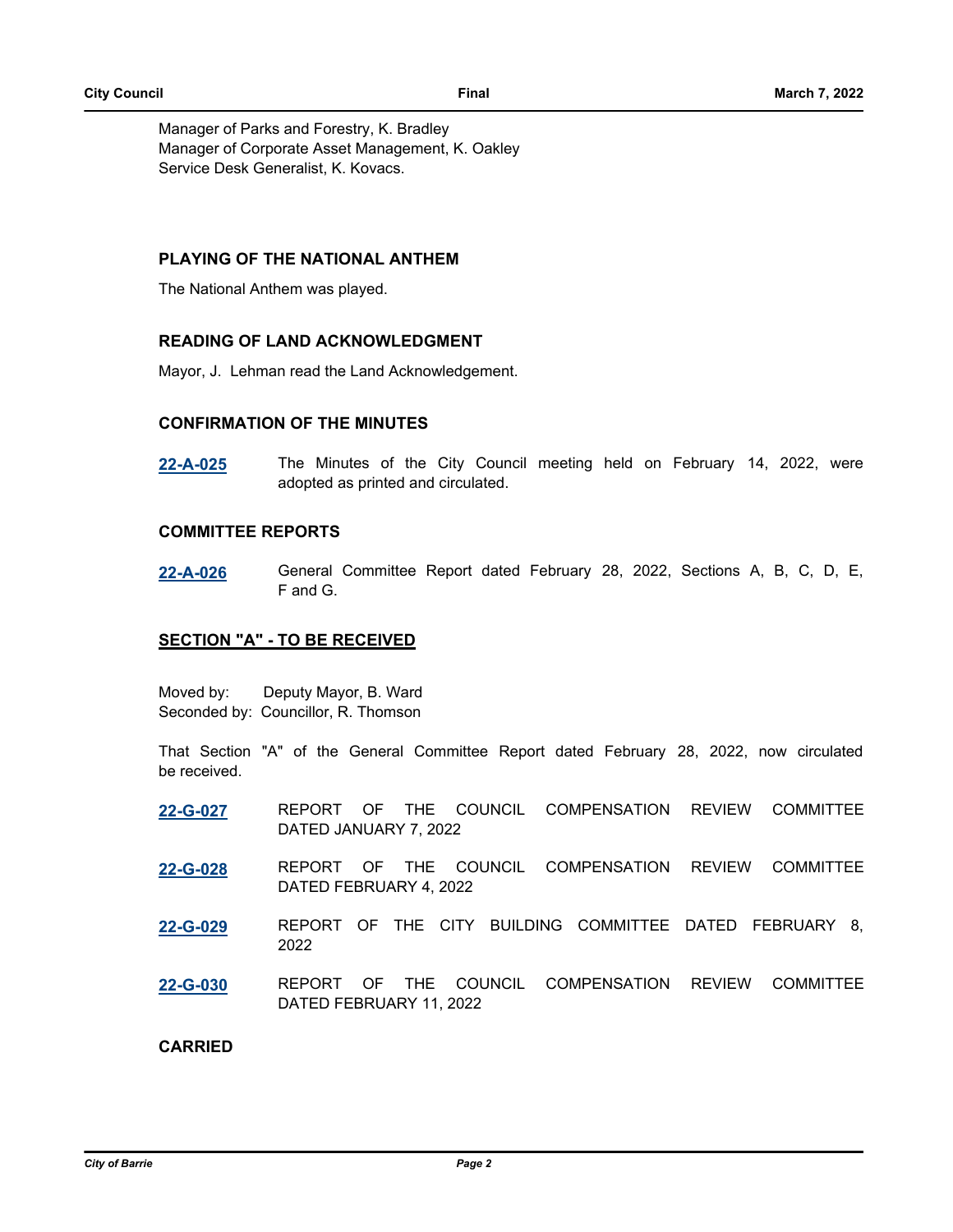Manager of Parks and Forestry, K. Bradley
Manager of Corporate Asset Management, K. Oakley
Service Desk Generalist, K. Kovacs.

### PLAYING OF THE NATIONAL ANTHEM

The National Anthem was played.

### READING OF LAND ACKNOWLEDGMENT

Mayor, J. Lehman read the Land Acknowledgement.

### CONFIRMATION OF THE MINUTES

**22-A-025** The Minutes of the City Council meeting held on February 14, 2022, were adopted as printed and circulated.

### COMMITTEE REPORTS

**22-A-026** General Committee Report dated February 28, 2022, Sections A, B, C, D, E, F and G.

### SECTION "A" - TO BE RECEIVED

Moved by: Deputy Mayor, B. Ward
Seconded by: Councillor, R. Thomson

That Section "A" of the General Committee Report dated February 28, 2022, now circulated be received.

**22-G-027** REPORT OF THE COUNCIL COMPENSATION REVIEW COMMITTEE DATED JANUARY 7, 2022

**22-G-028** REPORT OF THE COUNCIL COMPENSATION REVIEW COMMITTEE DATED FEBRUARY 4, 2022

**22-G-029** REPORT OF THE CITY BUILDING COMMITTEE DATED FEBRUARY 8, 2022

**22-G-030** REPORT OF THE COUNCIL COMPENSATION REVIEW COMMITTEE DATED FEBRUARY 11, 2022

**CARRIED**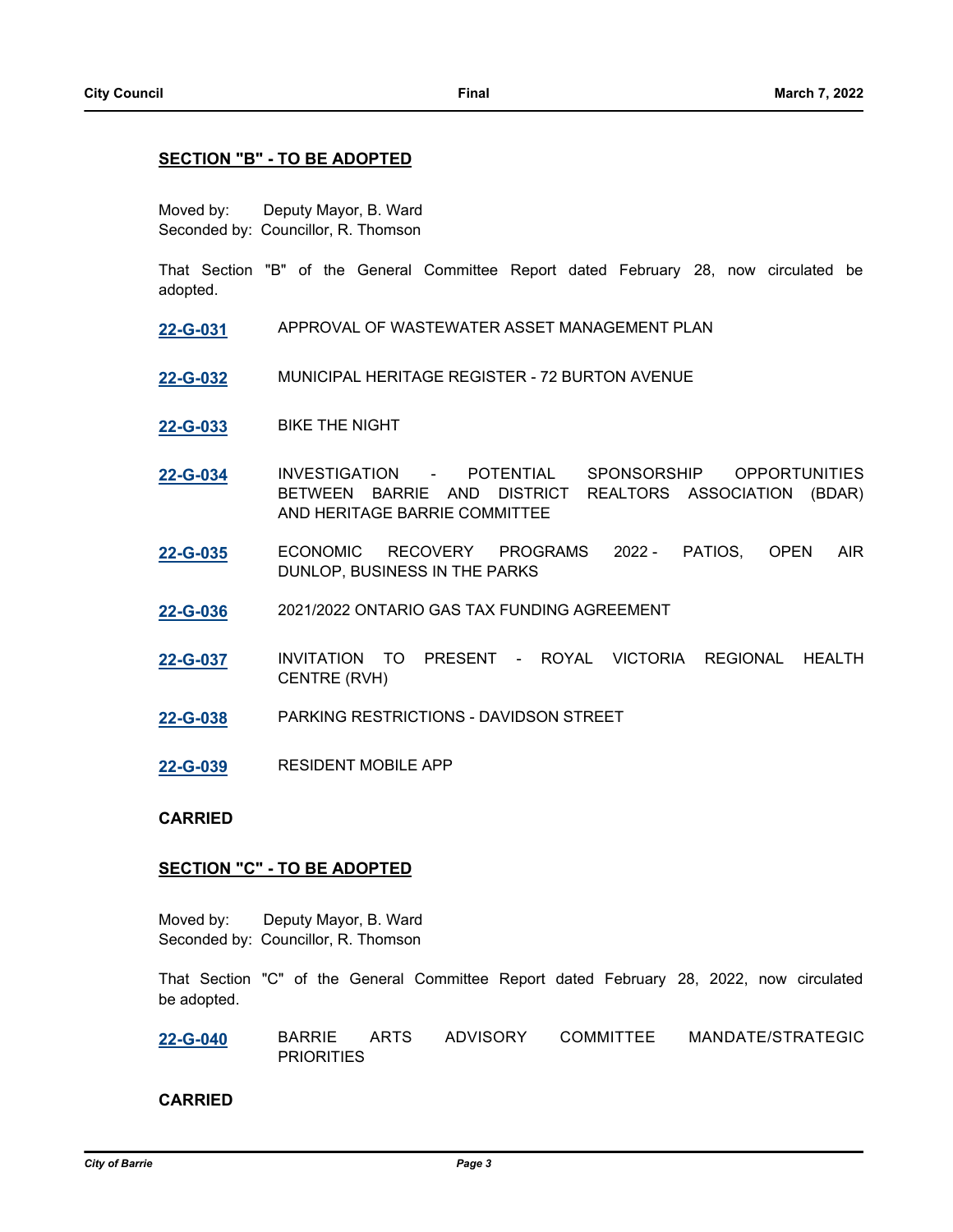## SECTION "B" - TO BE ADOPTED

Moved by: Deputy Mayor, B. Ward
Seconded by: Councillor, R. Thomson

That Section "B" of the General Committee Report dated February 28, now circulated be adopted.

**22-G-031** APPROVAL OF WASTEWATER ASSET MANAGEMENT PLAN

**22-G-032** MUNICIPAL HERITAGE REGISTER - 72 BURTON AVENUE

**22-G-033** BIKE THE NIGHT

**22-G-034** INVESTIGATION - POTENTIAL SPONSORSHIP OPPORTUNITIES BETWEEN BARRIE AND DISTRICT REALTORS ASSOCIATION (BDAR) AND HERITAGE BARRIE COMMITTEE

**22-G-035** ECONOMIC RECOVERY PROGRAMS 2022 - PATIOS, OPEN AIR DUNLOP, BUSINESS IN THE PARKS

**22-G-036** 2021/2022 ONTARIO GAS TAX FUNDING AGREEMENT

**22-G-037** INVITATION TO PRESENT - ROYAL VICTORIA REGIONAL HEALTH CENTRE (RVH)

**22-G-038** PARKING RESTRICTIONS - DAVIDSON STREET

**22-G-039** RESIDENT MOBILE APP

**CARRIED**

## SECTION "C" - TO BE ADOPTED

Moved by: Deputy Mayor, B. Ward
Seconded by: Councillor, R. Thomson

That Section "C" of the General Committee Report dated February 28, 2022, now circulated be adopted.

**22-G-040** BARRIE ARTS ADVISORY COMMITTEE MANDATE/STRATEGIC PRIORITIES

**CARRIED**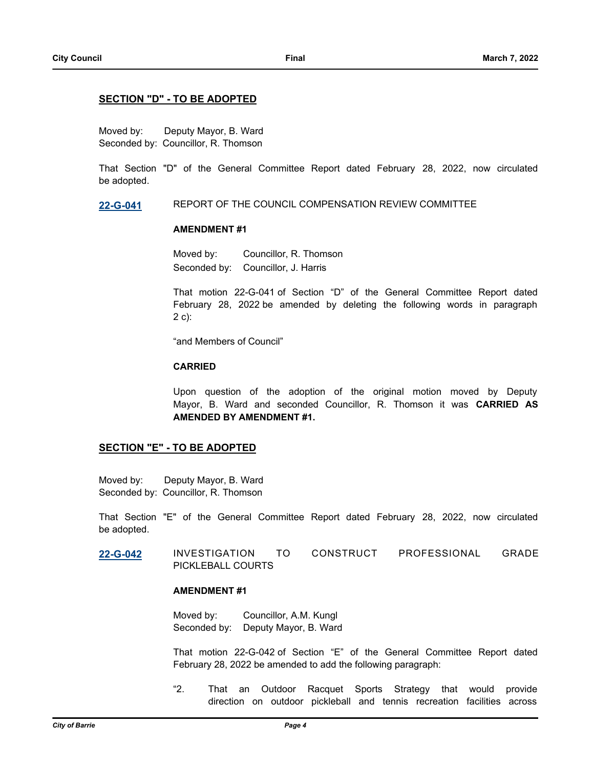## SECTION "D" - TO BE ADOPTED

Moved by: Deputy Mayor, B. Ward
Seconded by: Councillor, R. Thomson

That Section "D" of the General Committee Report dated February 28, 2022, now circulated be adopted.

**22-G-041** REPORT OF THE COUNCIL COMPENSATION REVIEW COMMITTEE

**AMENDMENT #1**

Moved by: Councillor, R. Thomson
Seconded by: Councillor, J. Harris

That motion 22-G-041 of Section "D" of the General Committee Report dated February 28, 2022 be amended by deleting the following words in paragraph 2 c):

"and Members of Council"

**CARRIED**

Upon question of the adoption of the original motion moved by Deputy Mayor, B. Ward and seconded Councillor, R. Thomson it was **CARRIED AS AMENDED BY AMENDMENT #1.**

## SECTION "E" - TO BE ADOPTED

Moved by: Deputy Mayor, B. Ward
Seconded by: Councillor, R. Thomson

That Section "E" of the General Committee Report dated February 28, 2022, now circulated be adopted.

**22-G-042** INVESTIGATION TO CONSTRUCT PROFESSIONAL GRADE PICKLEBALL COURTS

**AMENDMENT #1**

Moved by: Councillor, A.M. Kungl
Seconded by: Deputy Mayor, B. Ward

That motion 22-G-042 of Section "E" of the General Committee Report dated February 28, 2022 be amended to add the following paragraph:

"2. That an Outdoor Racquet Sports Strategy that would provide direction on outdoor pickleball and tennis recreation facilities across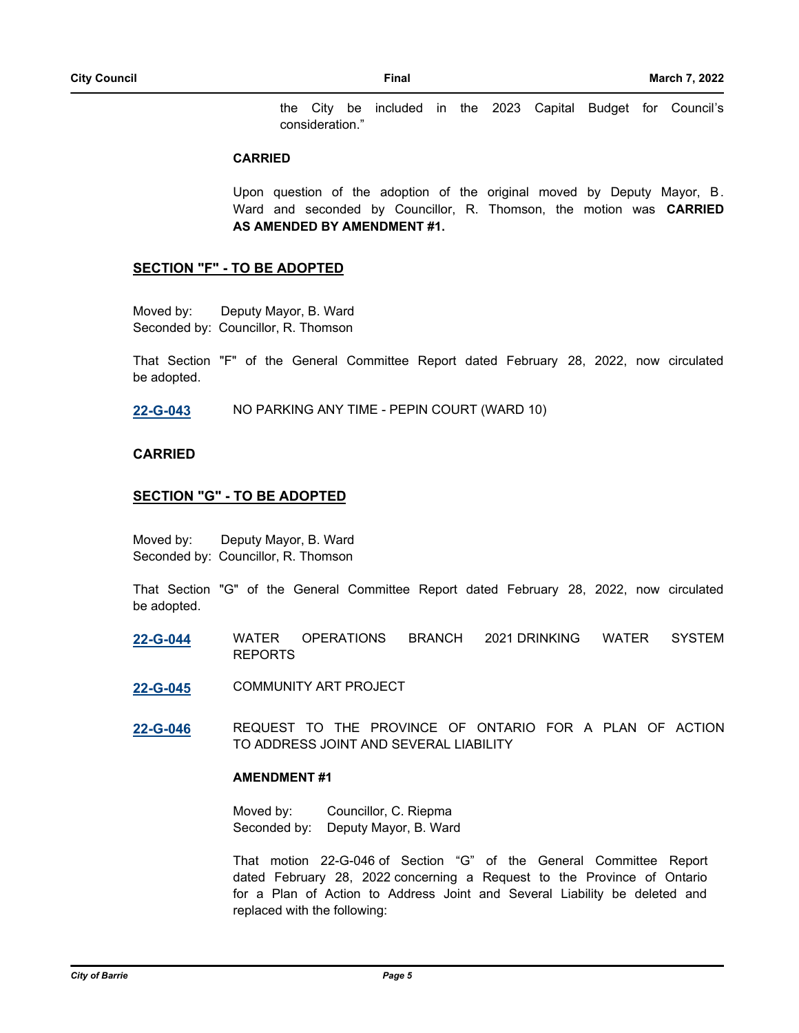the City be included in the 2023 Capital Budget for Council's consideration."

**CARRIED**

Upon question of the adoption of the original moved by Deputy Mayor, B. Ward and seconded by Councillor, R. Thomson, the motion was **CARRIED AS AMENDED BY AMENDMENT #1.**

## SECTION "F" - TO BE ADOPTED

Moved by: Deputy Mayor, B. Ward
Seconded by: Councillor, R. Thomson

That Section "F" of the General Committee Report dated February 28, 2022, now circulated be adopted.

**22-G-043** NO PARKING ANY TIME - PEPIN COURT (WARD 10)

**CARRIED**

## SECTION "G" - TO BE ADOPTED

Moved by: Deputy Mayor, B. Ward
Seconded by: Councillor, R. Thomson

That Section "G" of the General Committee Report dated February 28, 2022, now circulated be adopted.

**22-G-044** WATER OPERATIONS BRANCH 2021 DRINKING WATER SYSTEM REPORTS

**22-G-045** COMMUNITY ART PROJECT

**22-G-046** REQUEST TO THE PROVINCE OF ONTARIO FOR A PLAN OF ACTION TO ADDRESS JOINT AND SEVERAL LIABILITY

**AMENDMENT #1**

Moved by: Councillor, C. Riepma
Seconded by: Deputy Mayor, B. Ward

That motion 22-G-046 of Section "G" of the General Committee Report dated February 28, 2022 concerning a Request to the Province of Ontario for a Plan of Action to Address Joint and Several Liability be deleted and replaced with the following: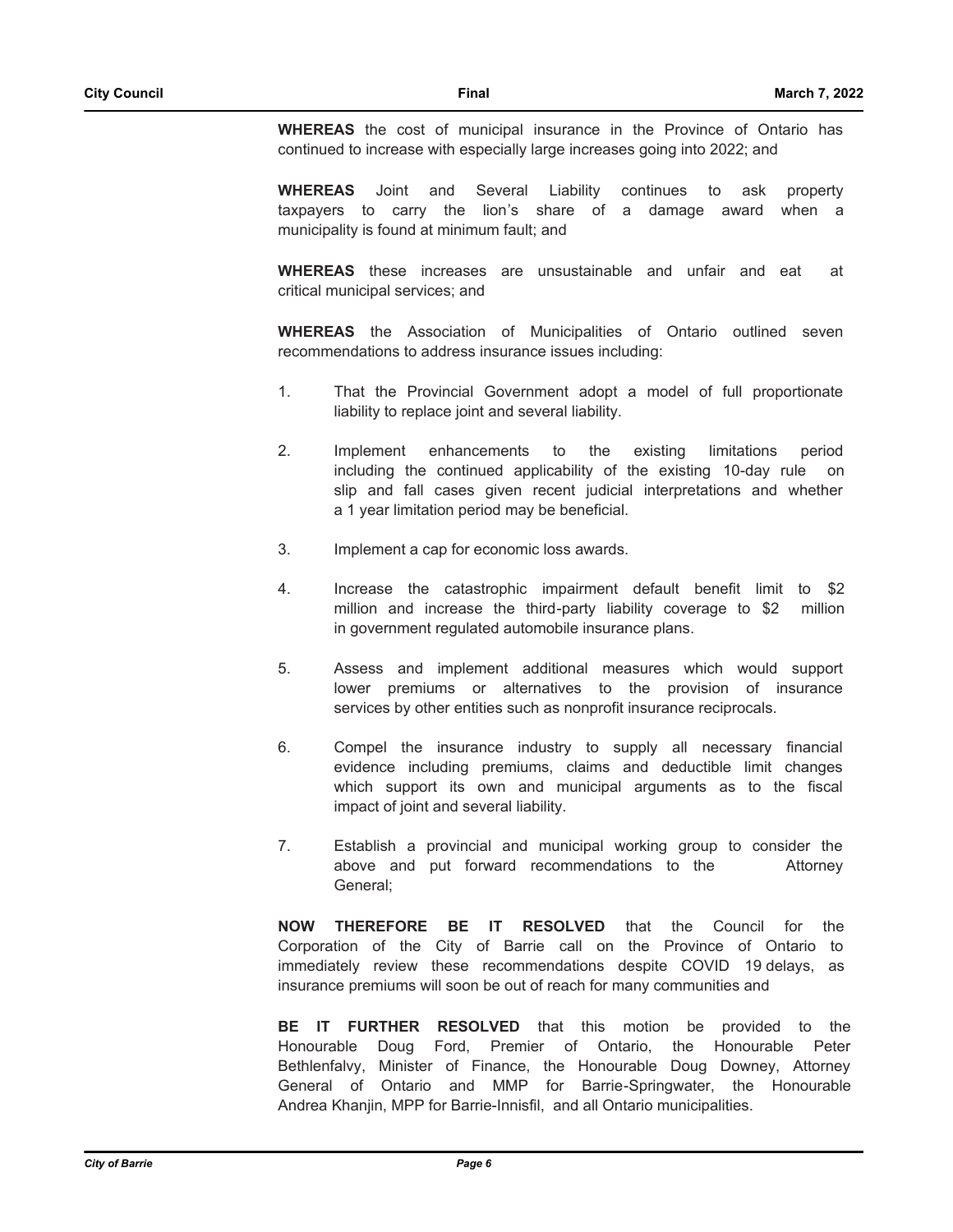**WHEREAS** the cost of municipal insurance in the Province of Ontario has continued to increase with especially large increases going into 2022; and

**WHEREAS** Joint and Several Liability continues to ask property taxpayers to carry the lion's share of a damage award when a municipality is found at minimum fault; and

**WHEREAS** these increases are unsustainable and unfair and eat at critical municipal services; and

**WHEREAS** the Association of Municipalities of Ontario outlined seven recommendations to address insurance issues including:

1. That the Provincial Government adopt a model of full proportionate liability to replace joint and several liability.

2. Implement enhancements to the existing limitations period including the continued applicability of the existing 10-day rule on slip and fall cases given recent judicial interpretations and whether a 1 year limitation period may be beneficial.

3. Implement a cap for economic loss awards.

4. Increase the catastrophic impairment default benefit limit to $2 million and increase the third-party liability coverage to $2 million in government regulated automobile insurance plans.

5. Assess and implement additional measures which would support lower premiums or alternatives to the provision of insurance services by other entities such as nonprofit insurance reciprocals.

6. Compel the insurance industry to supply all necessary financial evidence including premiums, claims and deductible limit changes which support its own and municipal arguments as to the fiscal impact of joint and several liability.

7. Establish a provincial and municipal working group to consider the above and put forward recommendations to the Attorney General;

**NOW THEREFORE BE IT RESOLVED** that the Council for the Corporation of the City of Barrie call on the Province of Ontario to immediately review these recommendations despite COVID 19 delays, as insurance premiums will soon be out of reach for many communities and

**BE IT FURTHER RESOLVED** that this motion be provided to the Honourable Doug Ford, Premier of Ontario, the Honourable Peter Bethlenfalvy, Minister of Finance, the Honourable Doug Downey, Attorney General of Ontario and MMP for Barrie-Springwater, the Honourable Andrea Khanjin, MPP for Barrie-Innisfil, and all Ontario municipalities.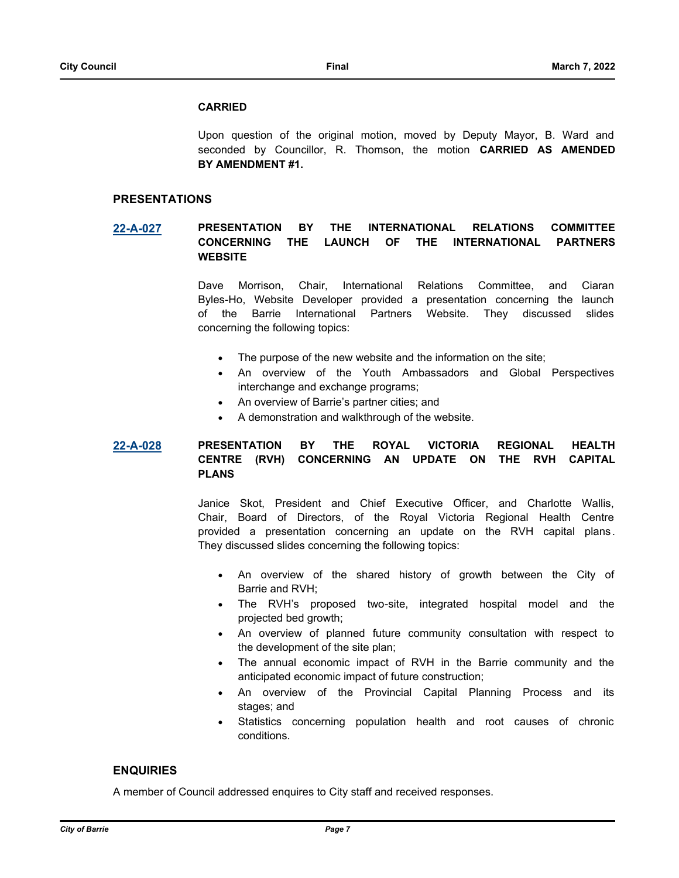**CARRIED**

Upon question of the original motion, moved by Deputy Mayor, B. Ward and seconded by Councillor, R. Thomson, the motion **CARRIED AS AMENDED BY AMENDMENT #1.**

## PRESENTATIONS

### 22-A-027 PRESENTATION BY THE INTERNATIONAL RELATIONS COMMITTEE CONCERNING THE LAUNCH OF THE INTERNATIONAL PARTNERS WEBSITE

Dave Morrison, Chair, International Relations Committee, and Ciaran Byles-Ho, Website Developer provided a presentation concerning the launch of the Barrie International Partners Website. They discussed slides concerning the following topics:

- The purpose of the new website and the information on the site;
- An overview of the Youth Ambassadors and Global Perspectives interchange and exchange programs;
- An overview of Barrie's partner cities; and
- A demonstration and walkthrough of the website.

### 22-A-028 PRESENTATION BY THE ROYAL VICTORIA REGIONAL HEALTH CENTRE (RVH) CONCERNING AN UPDATE ON THE RVH CAPITAL PLANS

Janice Skot, President and Chief Executive Officer, and Charlotte Wallis, Chair, Board of Directors, of the Royal Victoria Regional Health Centre provided a presentation concerning an update on the RVH capital plans. They discussed slides concerning the following topics:

- An overview of the shared history of growth between the City of Barrie and RVH;
- The RVH's proposed two-site, integrated hospital model and the projected bed growth;
- An overview of planned future community consultation with respect to the development of the site plan;
- The annual economic impact of RVH in the Barrie community and the anticipated economic impact of future construction;
- An overview of the Provincial Capital Planning Process and its stages; and
- Statistics concerning population health and root causes of chronic conditions.

## ENQUIRIES

A member of Council addressed enquires to City staff and received responses.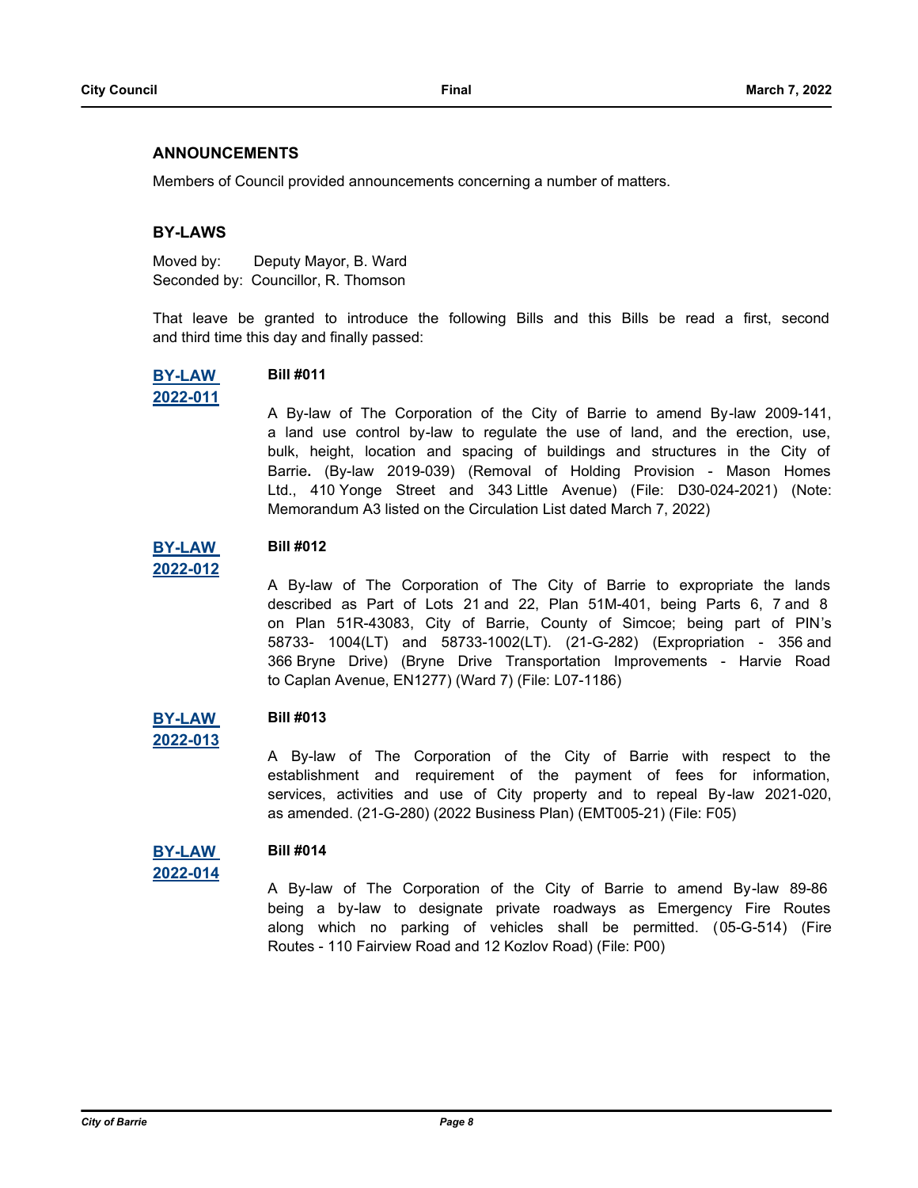## ANNOUNCEMENTS

Members of Council provided announcements concerning a number of matters.

## BY-LAWS

Moved by: Deputy Mayor, B. Ward
Seconded by: Councillor, R. Thomson

That leave be granted to introduce the following Bills and this Bills be read a first, second and third time this day and finally passed:

**BY-LAW 2022-011**

**Bill #011**

A By-law of The Corporation of the City of Barrie to amend By-law 2009-141, a land use control by-law to regulate the use of land, and the erection, use, bulk, height, location and spacing of buildings and structures in the City of Barrie**.** (By-law 2019-039) (Removal of Holding Provision - Mason Homes Ltd., 410 Yonge Street and 343 Little Avenue) (File: D30-024-2021) (Note: Memorandum A3 listed on the Circulation List dated March 7, 2022)

**BY-LAW 2022-012**

**Bill #012**

A By-law of The Corporation of The City of Barrie to expropriate the lands described as Part of Lots 21 and 22, Plan 51M-401, being Parts 6, 7 and 8 on Plan 51R-43083, City of Barrie, County of Simcoe; being part of PIN's 58733- 1004(LT) and 58733-1002(LT). (21-G-282) (Expropriation - 356 and 366 Bryne Drive) (Bryne Drive Transportation Improvements - Harvie Road to Caplan Avenue, EN1277) (Ward 7) (File: L07-1186)

**BY-LAW 2022-013**

**Bill #013**

A By-law of The Corporation of the City of Barrie with respect to the establishment and requirement of the payment of fees for information, services, activities and use of City property and to repeal By-law 2021-020, as amended. (21-G-280) (2022 Business Plan) (EMT005-21) (File: F05)

**BY-LAW 2022-014**

**Bill #014**

A By-law of The Corporation of the City of Barrie to amend By-law 89-86 being a by-law to designate private roadways as Emergency Fire Routes along which no parking of vehicles shall be permitted. (05-G-514) (Fire Routes - 110 Fairview Road and 12 Kozlov Road) (File: P00)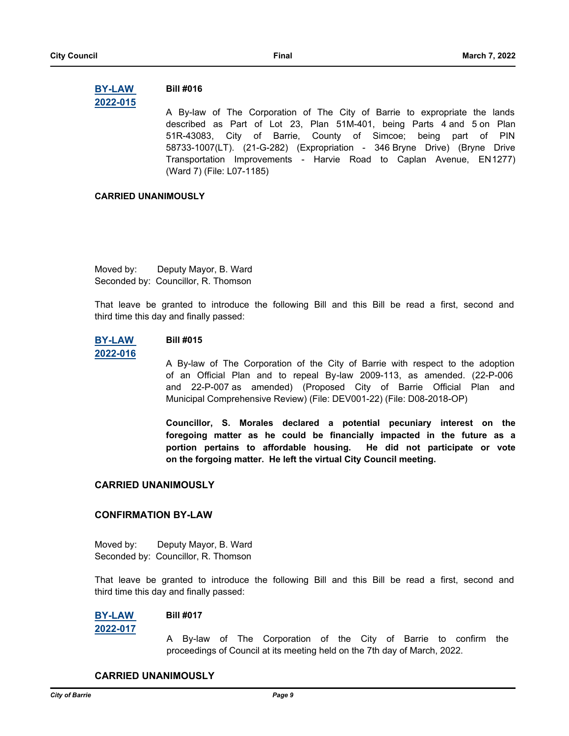**BY-LAW 2022-015** **Bill #016**

A By-law of The Corporation of The City of Barrie to expropriate the lands described as Part of Lot 23, Plan 51M-401, being Parts 4 and 5 on Plan 51R-43083, City of Barrie, County of Simcoe; being part of PIN 58733-1007(LT). (21-G-282) (Expropriation - 346 Bryne Drive) (Bryne Drive Transportation Improvements - Harvie Road to Caplan Avenue, EN1277) (Ward 7) (File: L07-1185)

**CARRIED UNANIMOUSLY**

Moved by: Deputy Mayor, B. Ward
Seconded by: Councillor, R. Thomson

That leave be granted to introduce the following Bill and this Bill be read a first, second and third time this day and finally passed:

**BY-LAW 2022-016** **Bill #015**

A By-law of The Corporation of the City of Barrie with respect to the adoption of an Official Plan and to repeal By-law 2009-113, as amended. (22-P-006 and 22-P-007 as amended) (Proposed City of Barrie Official Plan and Municipal Comprehensive Review) (File: DEV001-22) (File: D08-2018-OP)

**Councillor, S. Morales declared a potential pecuniary interest on the foregoing matter as he could be financially impacted in the future as a portion pertains to affordable housing. He did not participate or vote on the forgoing matter. He left the virtual City Council meeting.**

**CARRIED UNANIMOUSLY**

## CONFIRMATION BY-LAW

Moved by: Deputy Mayor, B. Ward
Seconded by: Councillor, R. Thomson

That leave be granted to introduce the following Bill and this Bill be read a first, second and third time this day and finally passed:

**BY-LAW 2022-017** **Bill #017**

A By-law of The Corporation of the City of Barrie to confirm the proceedings of Council at its meeting held on the 7th day of March, 2022.

**CARRIED UNANIMOUSLY**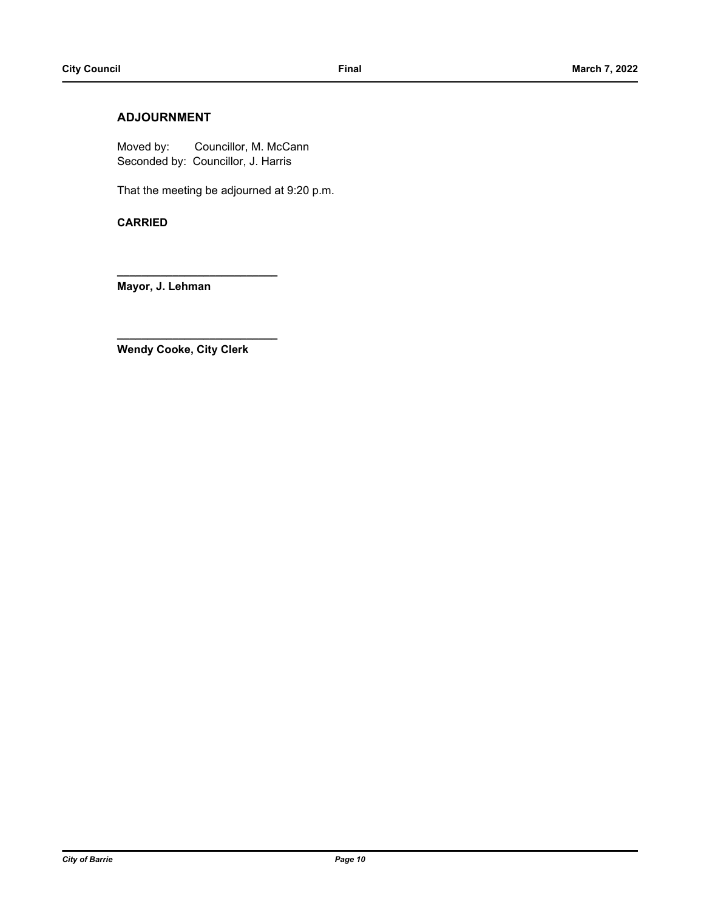## ADJOURNMENT

Moved by: Councillor, M. McCann
Seconded by: Councillor, J. Harris

That the meeting be adjourned at 9:20 p.m.

**CARRIED**

___________________________
**Mayor, J. Lehman**

___________________________
**Wendy Cooke, City Clerk**